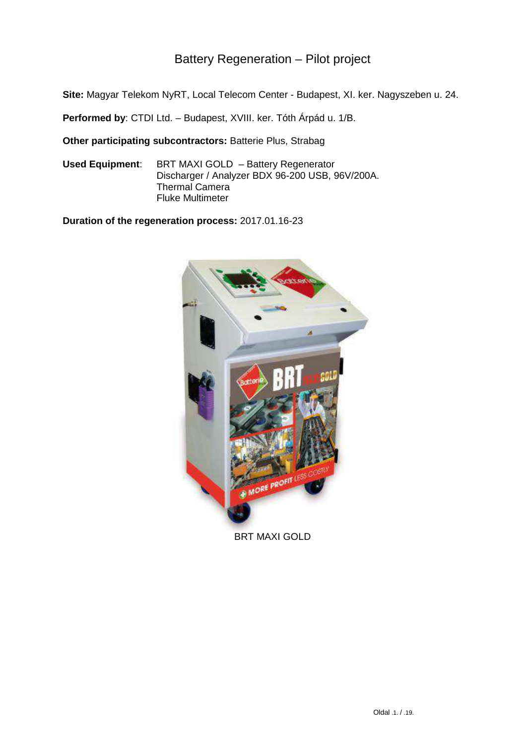# Battery Regeneration – Pilot project

**Site:** Magyar Telekom NyRT, Local Telecom Center - Budapest, XI. ker. Nagyszeben u. 24.

**Performed by**: CTDI Ltd. – Budapest, XVIII. ker. Tóth Árpád u. 1/B.

**Other participating subcontractors:** Batterie Plus, Strabag

**Used Equipment**: BRT MAXI GOLD – Battery Regenerator
Discharger / Analyzer BDX 96-200 USB, 96V/200A.
Thermal Camera
Fluke Multimeter

**Duration of the regeneration process:** 2017.01.16-23

BRT MAXI GOLD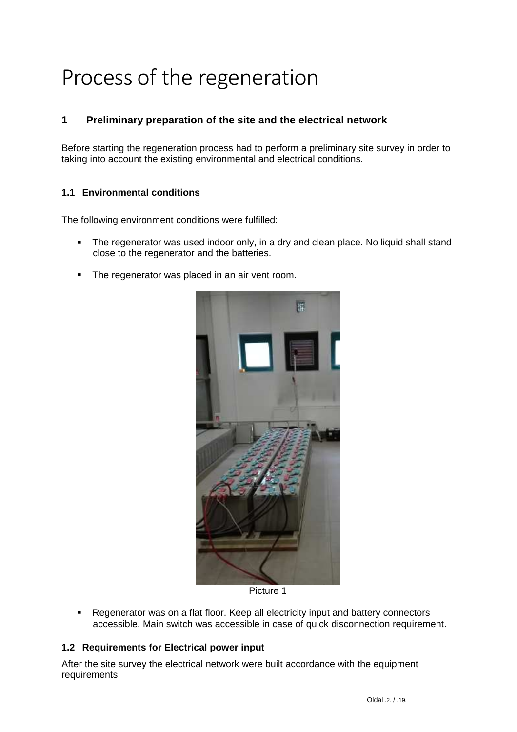# Process of the regeneration

## 1 Preliminary preparation of the site and the electrical network

Before starting the regeneration process had to perform a preliminary site survey in order to taking into account the existing environmental and electrical conditions.

### 1.1 Environmental conditions

The following environment conditions were fulfilled:

- The regenerator was used indoor only, in a dry and clean place. No liquid shall stand close to the regenerator and the batteries.
- The regenerator was placed in an air vent room.

Picture 1

- Regenerator was on a flat floor. Keep all electricity input and battery connectors accessible. Main switch was accessible in case of quick disconnection requirement.

### 1.2 Requirements for Electrical power input

After the site survey the electrical network were built accordance with the equipment requirements: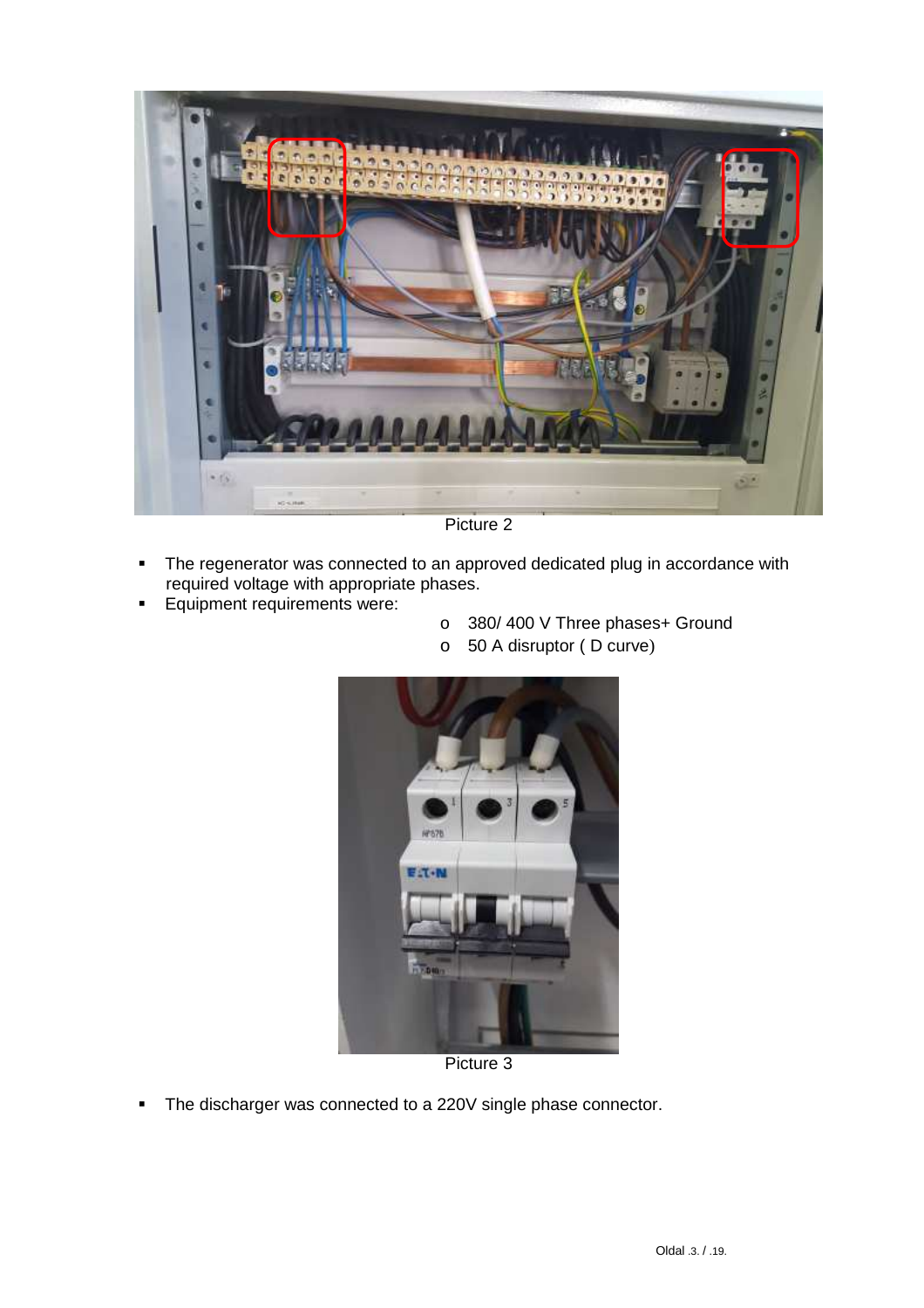Picture 2

- The regenerator was connected to an approved dedicated plug in accordance with required voltage with appropriate phases.
- Equipment requirements were:
    - 380/ 400 V Three phases+ Ground
    - 50 A disruptor ( D curve)

Picture 3

- The discharger was connected to a 220V single phase connector.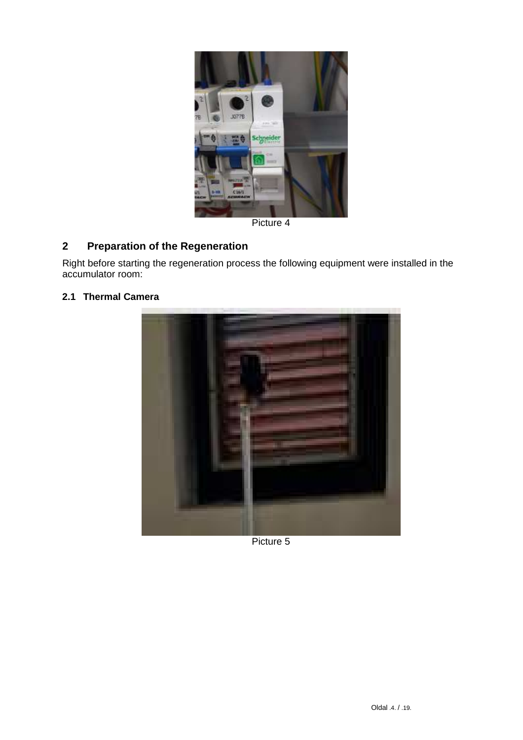Picture 4

## 2 Preparation of the Regeneration

Right before starting the regeneration process the following equipment were installed in the accumulator room:

### 2.1 Thermal Camera

Picture 5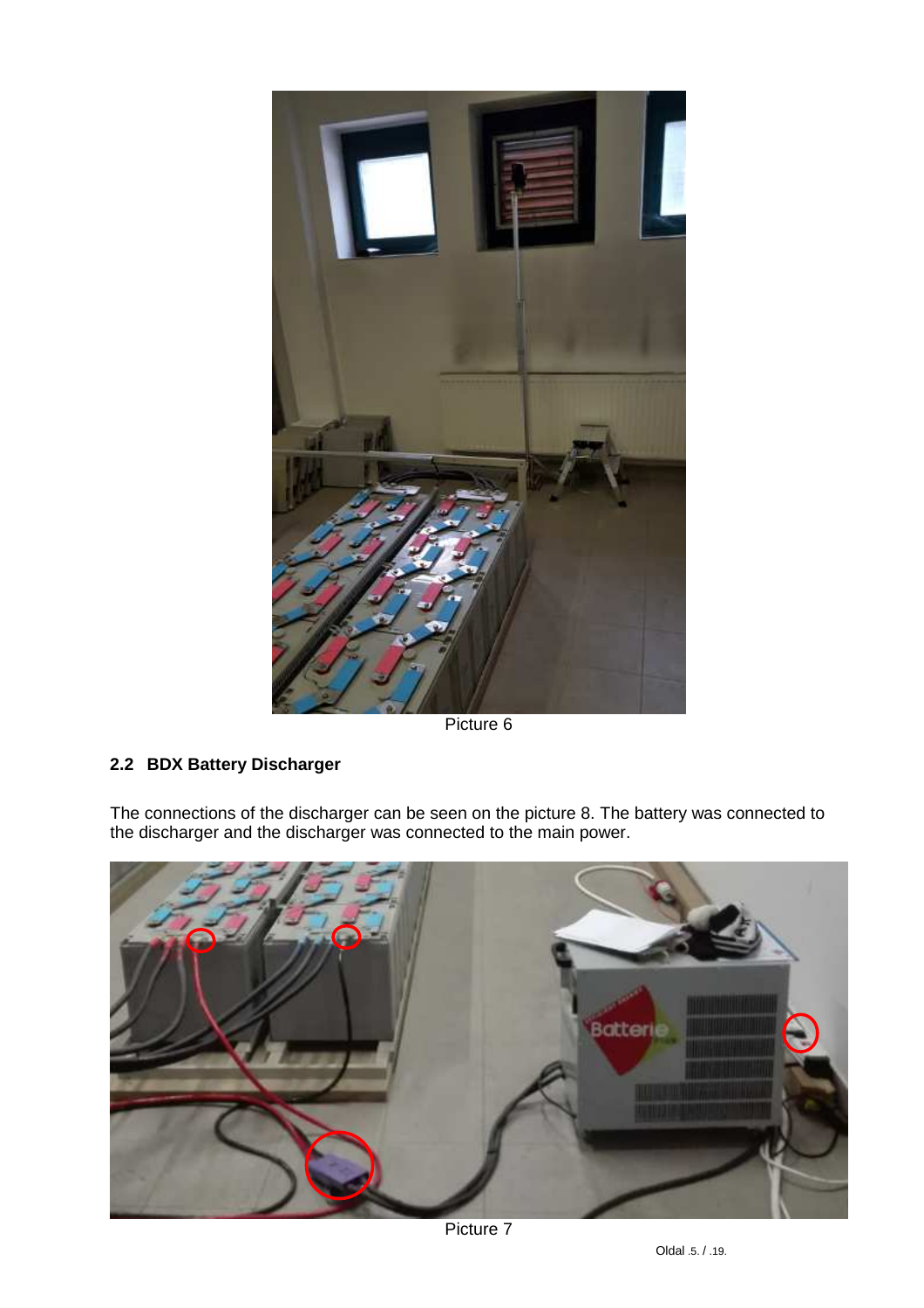Picture 6

## 2.2 BDX Battery Discharger

The connections of the discharger can be seen on the picture 8. The battery was connected to the discharger and the discharger was connected to the main power.

Picture 7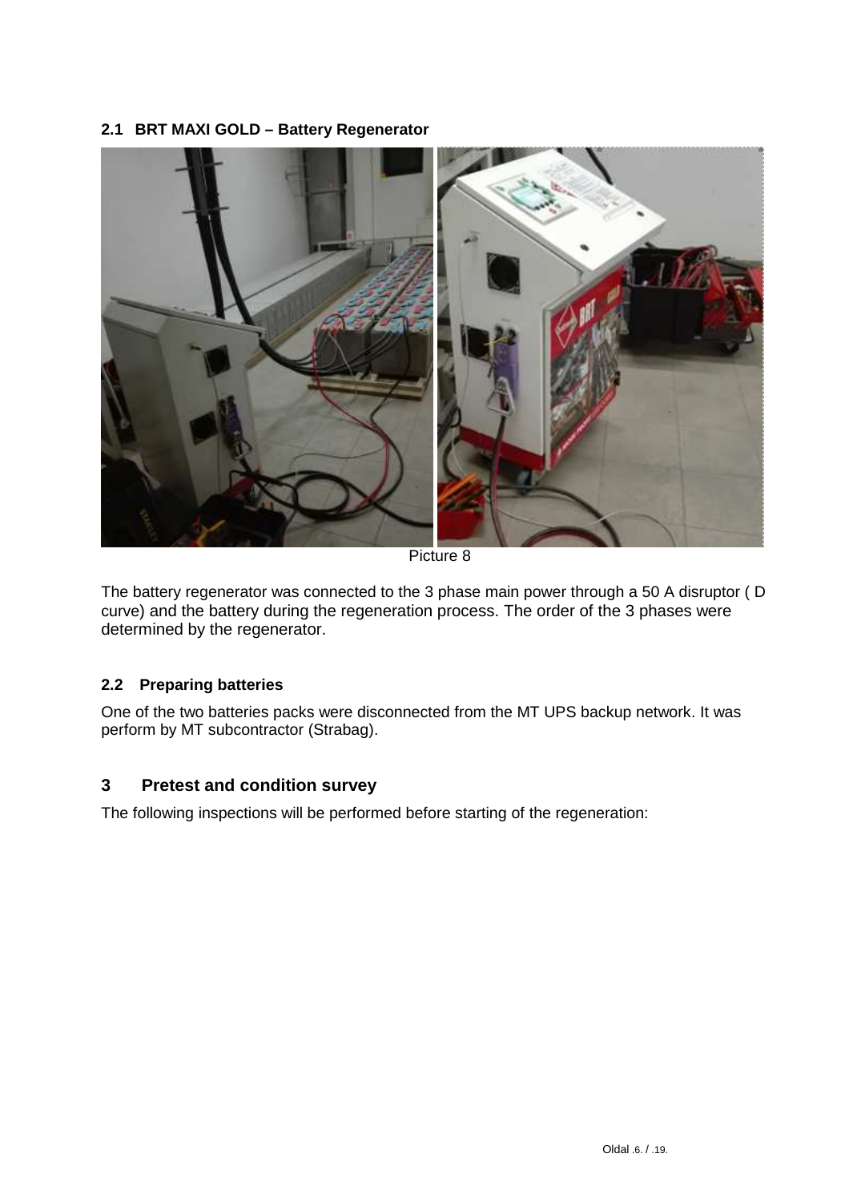## 2.1 BRT MAXI GOLD – Battery Regenerator

Picture 8

The battery regenerator was connected to the 3 phase main power through a 50 A disruptor ( D curve) and the battery during the regeneration process. The order of the 3 phases were determined by the regenerator.

## 2.2 Preparing batteries

One of the two batteries packs were disconnected from the MT UPS backup network. It was perform by MT subcontractor (Strabag).

# 3 Pretest and condition survey

The following inspections will be performed before starting of the regeneration: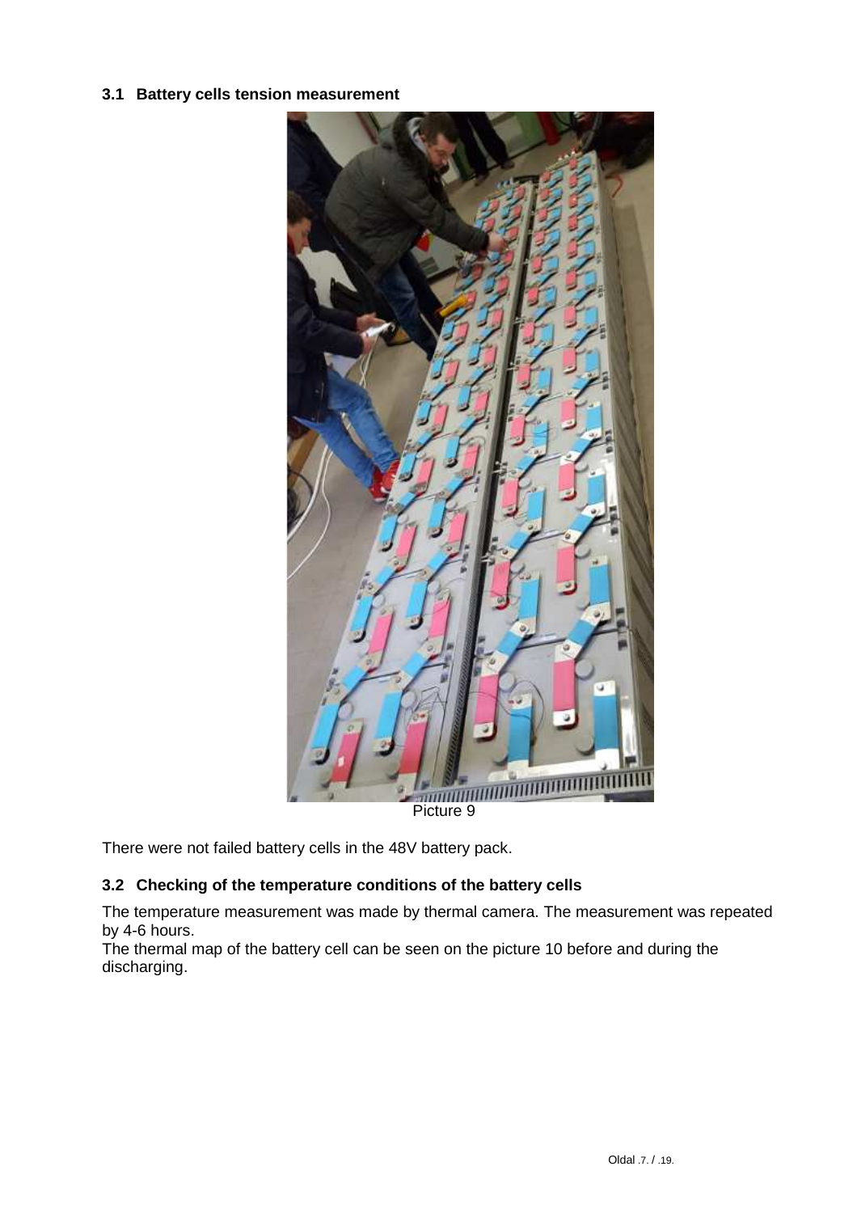### 3.1 Battery cells tension measurement

Picture 9

There were not failed battery cells in the 48V battery pack.

### 3.2 Checking of the temperature conditions of the battery cells

The temperature measurement was made by thermal camera. The measurement was repeated by 4-6 hours.
The thermal map of the battery cell can be seen on the picture 10 before and during the discharging.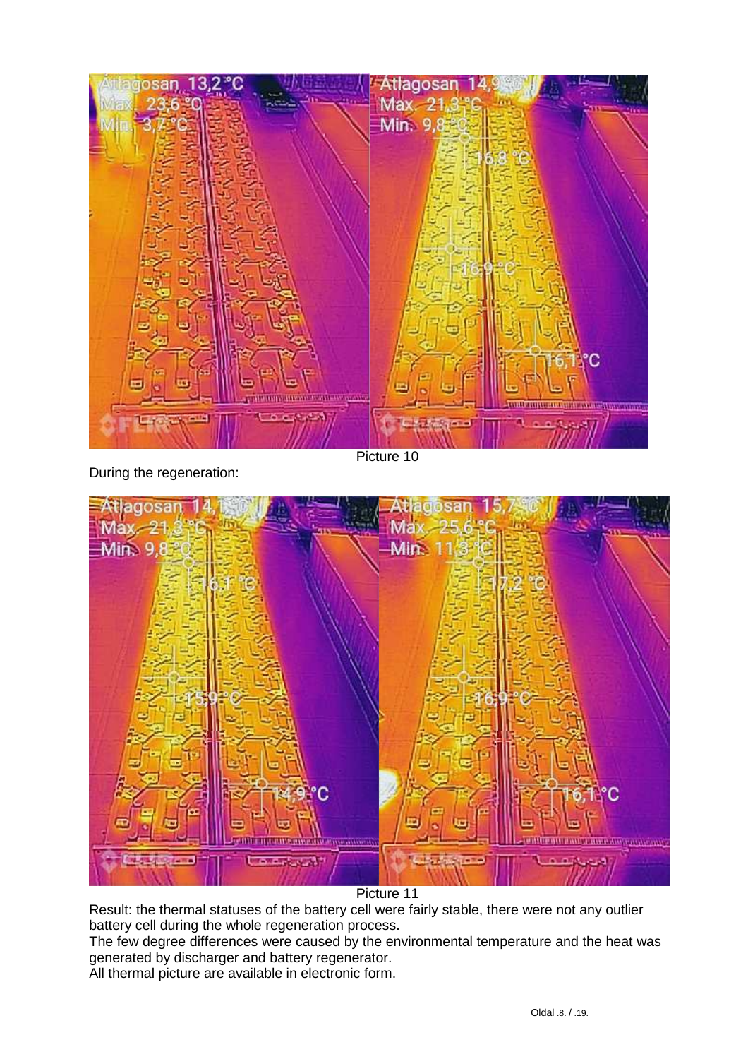Picture 10

During the regeneration:

Picture 11

Result: the thermal statuses of the battery cell were fairly stable, there were not any outlier battery cell during the whole regeneration process.

The few degree differences were caused by the environmental temperature and the heat was generated by discharger and battery regenerator.

All thermal picture are available in electronic form.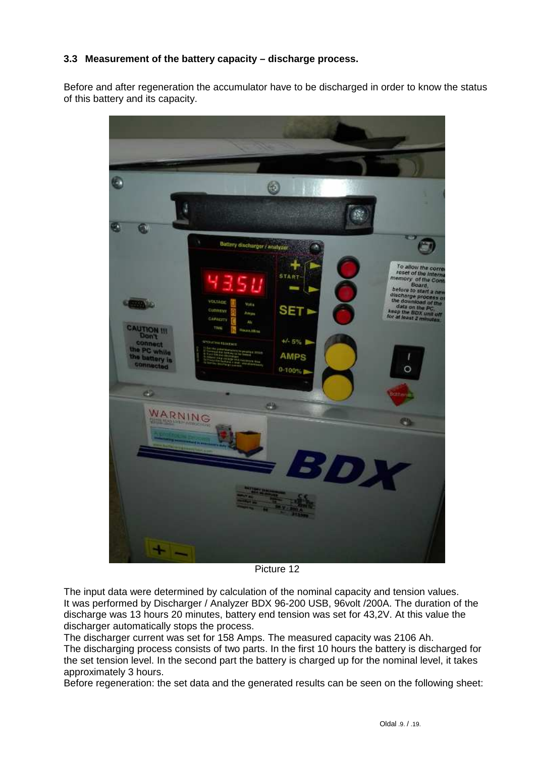### 3.3 Measurement of the battery capacity – discharge process.

Before and after regeneration the accumulator have to be discharged in order to know the status of this battery and its capacity.

Picture 12

The input data were determined by calculation of the nominal capacity and tension values.
It was performed by Discharger / Analyzer BDX 96-200 USB, 96volt /200A. The duration of the discharge was 13 hours 20 minutes, battery end tension was set for 43,2V. At this value the discharger automatically stops the process.
The discharger current was set for 158 Amps. The measured capacity was 2106 Ah.
The discharging process consists of two parts. In the first 10 hours the battery is discharged for the set tension level. In the second part the battery is charged up for the nominal level, it takes approximately 3 hours.
Before regeneration: the set data and the generated results can be seen on the following sheet: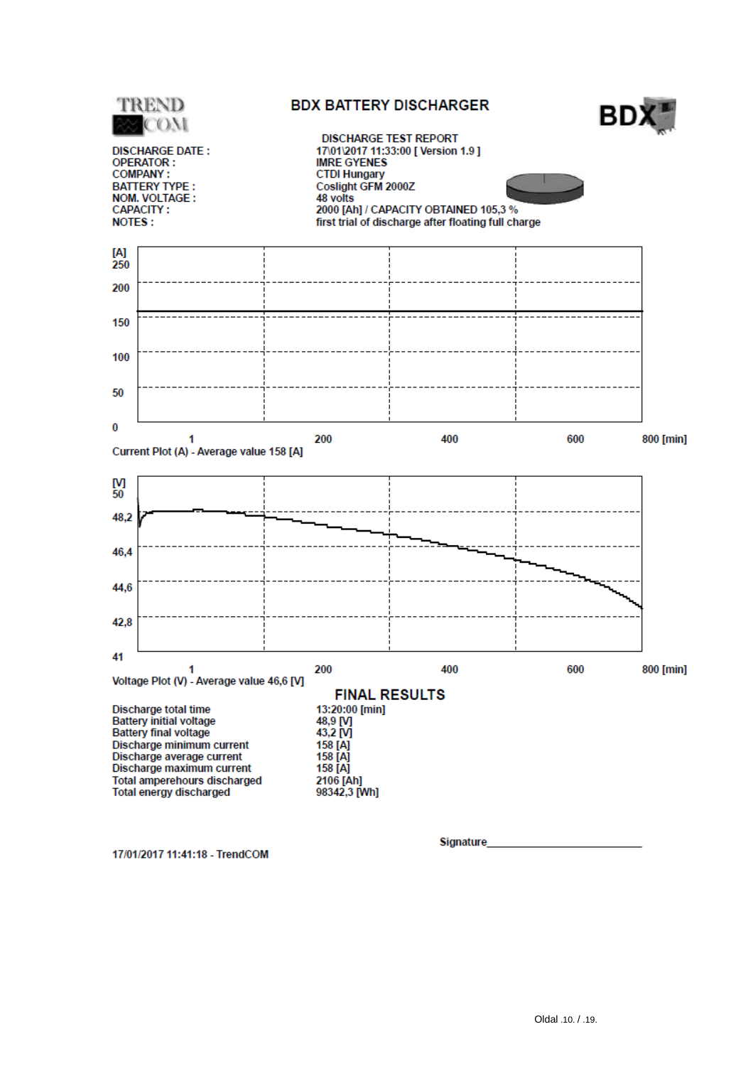TREND COM

## BDX BATTERY DISCHARGER

BDX

### DISCHARGE TEST REPORT

| | |
|---|---|
| DISCHARGE DATE : | 17\01\2017 11:33:00 [ Version 1.9 ] |
| OPERATOR : | IMRE GYENES |
| COMPANY : | CTDI Hungary |
| BATTERY TYPE : | Coslight GFM 2000Z |
| NOM. VOLTAGE : | 48 volts |
| CAPACITY : | 2000 [Ah] / CAPACITY OBTAINED 105,3 % |
| NOTES : | first trial of discharge after floating full charge |

[A]
250
200
150
100
50
0
1
200
400
600
800 [min]

Current Plot (A) - Average value 158 [A]

[V]
50
48,2
46,4
44,6
42,8
41
1
200
400
600
800 [min]

Voltage Plot (V) - Average value 46,6 [V]

### FINAL RESULTS

| | |
|---|---|
| Discharge total time | 13:20:00 [min] |
| Battery initial voltage | 48,9 [V] |
| Battery final voltage | 43,2 [V] |
| Discharge minimum current | 158 [A] |
| Discharge average current | 158 [A] |
| Discharge maximum current | 158 [A] |
| Total amperehours discharged | 2106 [Ah] |
| Total energy discharged | 98342,3 [Wh] |

Signature_______________________

17/01/2017 11:41:18 - TrendCOM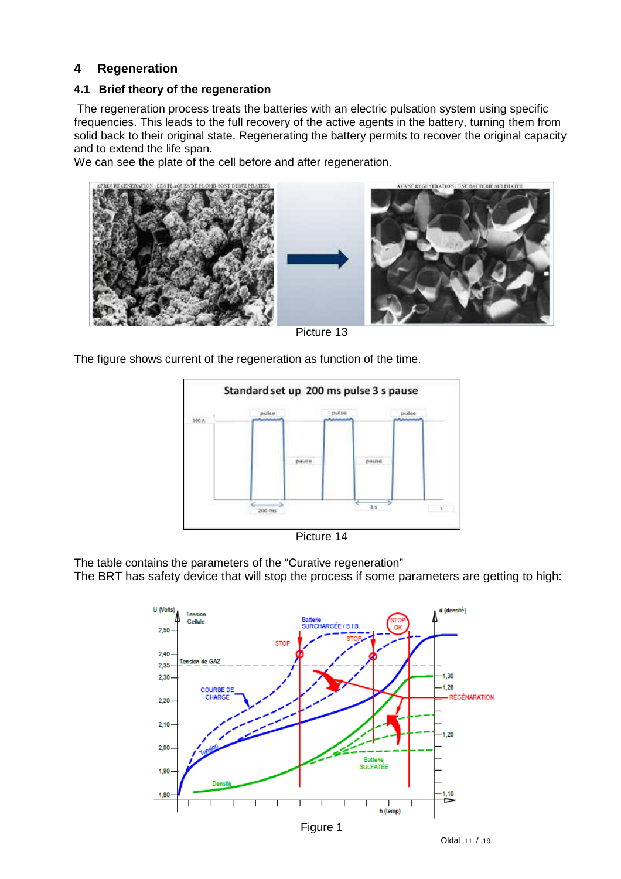# 4 Regeneration

## 4.1 Brief theory of the regeneration

The regeneration process treats the batteries with an electric pulsation system using specific frequencies. This leads to the full recovery of the active agents in the battery, turning them from solid back to their original state. Regenerating the battery permits to recover the original capacity and to extend the life span.

We can see the plate of the cell before and after regeneration.

APRES REGENERATION : LES PLAQUES DE PLOMB SONT DESULPHATEES

AVANT REGENERATION : UNE BATTERIE SULPHATEE

Picture 13

The figure shows current of the regeneration as function of the time.

Standard set up 200 ms pulse 3 s pause

300 A

pulse

pulse

pulse

pause

pause

200 ms

3 s

t

Picture 14

The table contains the parameters of the “Curative regeneration”

The BRT has safety device that will stop the process if some parameters are getting to high:

U (Volts)

Tension Cellule

d (densité)

2,50

2,40

2,35

2,30

2,20

2,10

2,00

1,90

1,80

Tension de GAZ

Batterie SURCHARGÉE / B.I.B.

STOP

STOP

STOP OK

COURBE DE CHARGE

Tension

Densité

1,30

1,28

RÉGÉNARATION

1,20

Batterie SULFATÉE

1,10

h (temp)

Figure 1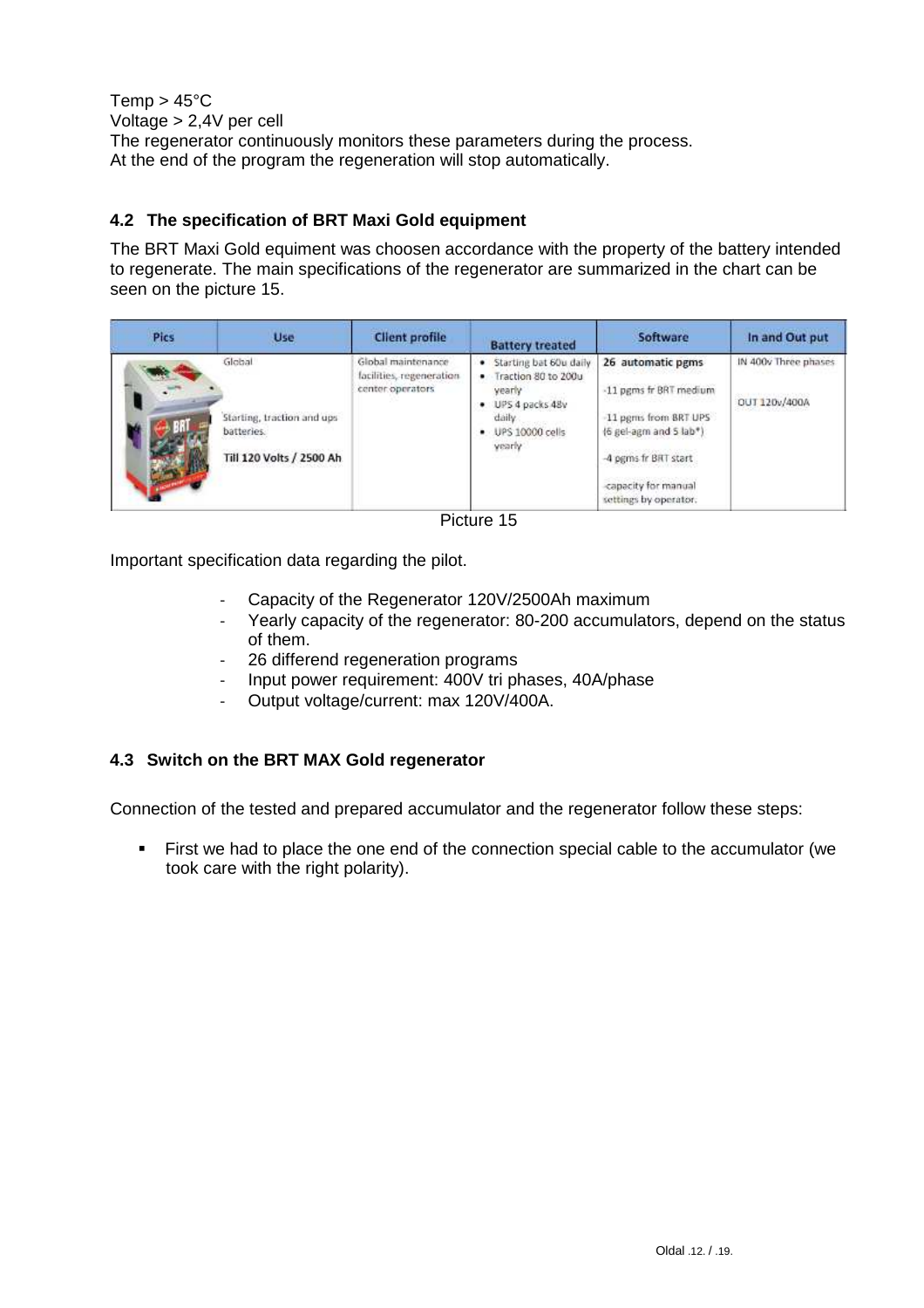Temp > 45°C
Voltage > 2,4V per cell
The regenerator continuously monitors these parameters during the process.
At the end of the program the regeneration will stop automatically.

### 4.2 The specification of BRT Maxi Gold equipment

The BRT Maxi Gold equiment was choosen accordance with the property of the battery intended to regenerate. The main specifications of the regenerator are summarized in the chart can be seen on the picture 15.

| Pics | Use | Client profile | Battery treated | Software | In and Out put |
|---|---|---|---|---|---|
| | Global<br><br>Starting, traction and ups batteries.<br><br>**Till 120 Volts / 2500 Ah** | Global maintenance facilities, regeneration center operators | • Starting bat 60u daily<br>• Traction 80 to 200u yearly<br>• UPS 4 packs 48v daily<br>• UPS 10000 cells yearly | **26 automatic pgms**<br><br>-11 pgms fr BRT medium<br><br>-11 pgms from BRT UPS (6 gel-agm and 5 lab*)<br><br>-4 pgms fr BRT start<br><br>-capacity for manual settings by operator. | IN 400v Three phases<br><br>OUT 120v/400A |

Picture 15

Important specification data regarding the pilot.

- Capacity of the Regenerator 120V/2500Ah maximum
- Yearly capacity of the regenerator: 80-200 accumulators, depend on the status of them.
- 26 differend regeneration programs
- Input power requirement: 400V tri phases, 40A/phase
- Output voltage/current: max 120V/400A.

### 4.3 Switch on the BRT MAX Gold regenerator

Connection of the tested and prepared accumulator and the regenerator follow these steps:

- First we had to place the one end of the connection special cable to the accumulator (we took care with the right polarity).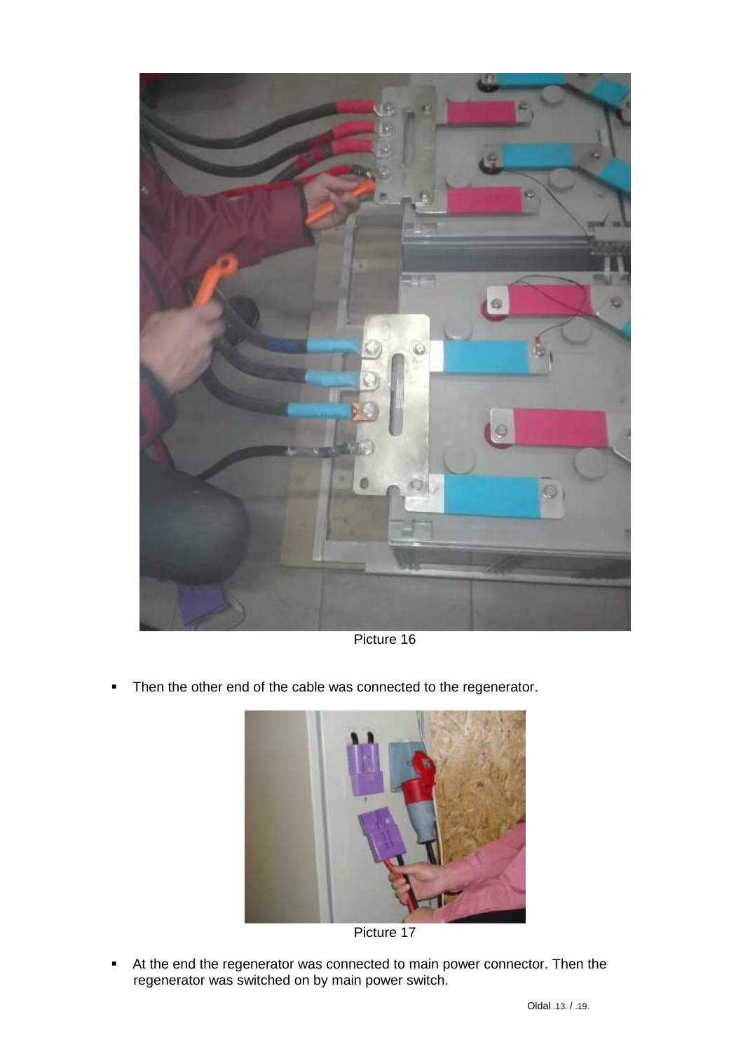Picture 16

- Then the other end of the cable was connected to the regenerator.

Picture 17

- At the end the regenerator was connected to main power connector. Then the regenerator was switched on by main power switch.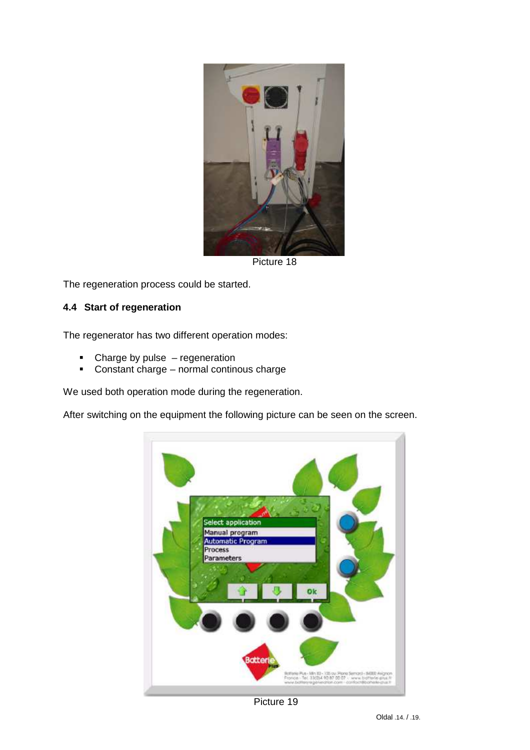Picture 18

The regeneration process could be started.

## 4.4 Start of regeneration

The regenerator has two different operation modes:

- Charge by pulse – regeneration
- Constant charge – normal continous charge

We used both operation mode during the regeneration.

After switching on the equipment the following picture can be seen on the screen.

Picture 19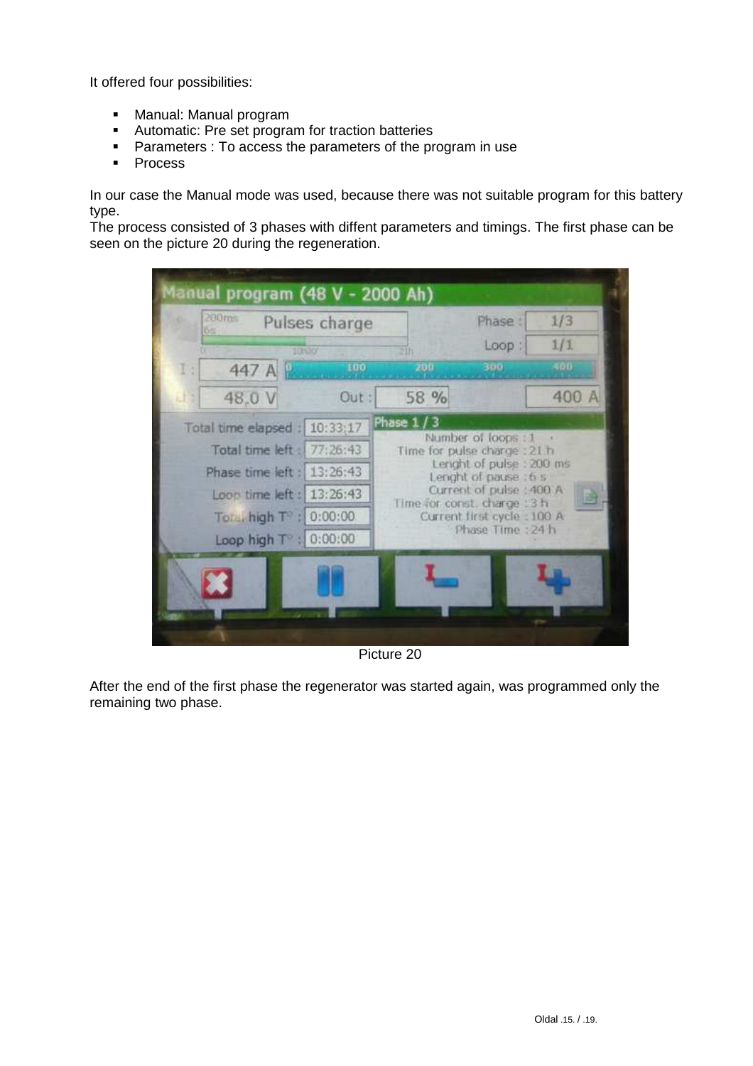It offered four possibilities:

- Manual: Manual program
- Automatic: Pre set program for traction batteries
- Parameters : To access the parameters of the program in use
- Process

In our case the Manual mode was used, because there was not suitable program for this battery type.
The process consisted of 3 phases with diffent parameters and timings. The first phase can be seen on the picture 20 during the regeneration.

Picture 20

After the end of the first phase the regenerator was started again, was programmed only the remaining two phase.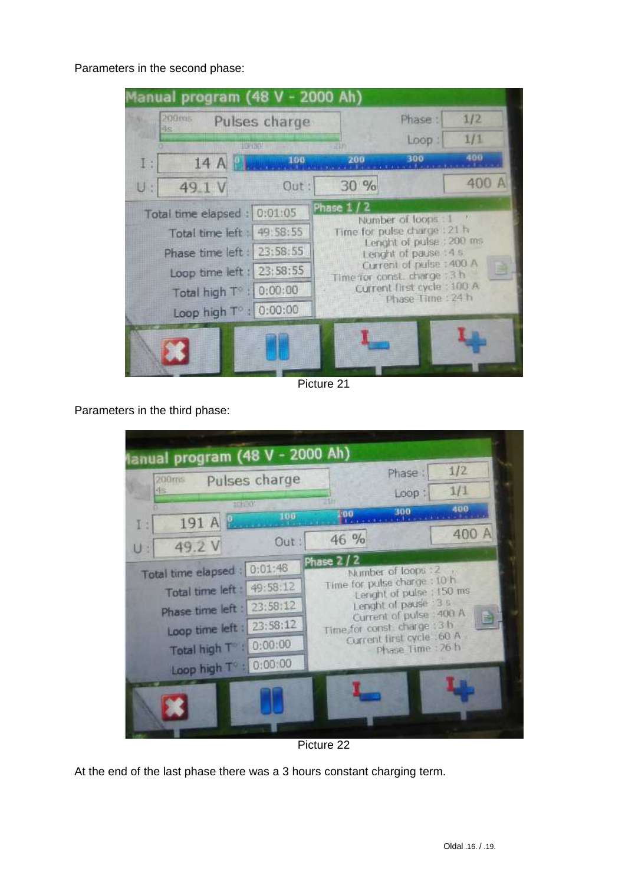Parameters in the second phase:

Picture 21

Parameters in the third phase:

Picture 22

At the end of the last phase there was a 3 hours constant charging term.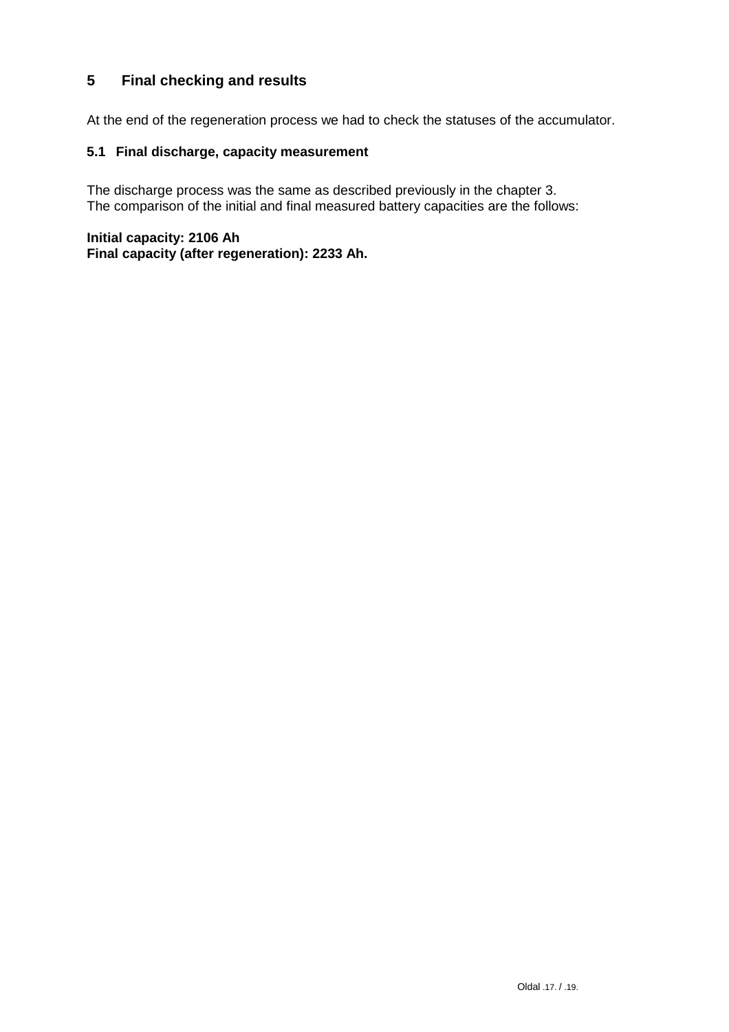# 5 Final checking and results

At the end of the regeneration process we had to check the statuses of the accumulator.

## 5.1 Final discharge, capacity measurement

The discharge process was the same as described previously in the chapter 3.
The comparison of the initial and final measured battery capacities are the follows:

**Initial capacity: 2106 Ah**
**Final capacity (after regeneration): 2233 Ah.**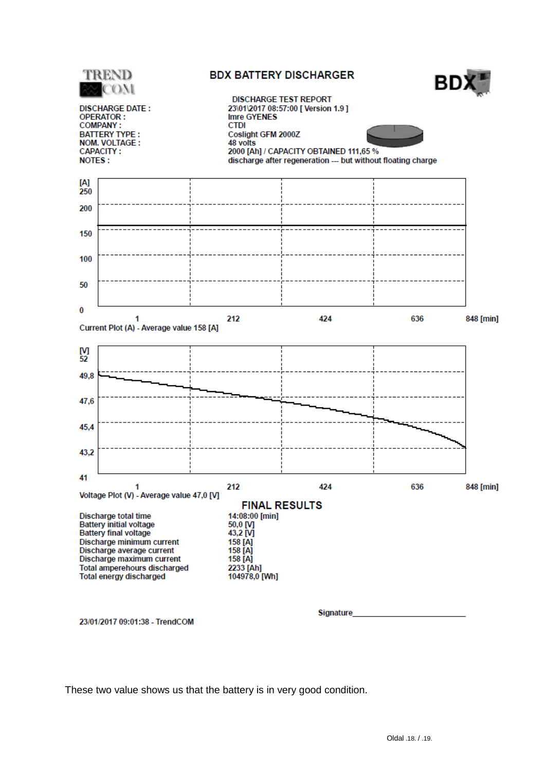TREND COM

## BDX BATTERY DISCHARGER

BDX

DISCHARGE TEST REPORT

| | |
|---|---|
| DISCHARGE DATE : | 23\01\2017 08:57:00 [ Version 1.9 ] |
| OPERATOR : | Imre GYENES |
| COMPANY : | CTDI |
| BATTERY TYPE : | Coslight GFM 2000Z |
| NOM. VOLTAGE : | 48 volts |
| CAPACITY : | 2000 [Ah] / CAPACITY OBTAINED 111,65 % |
| NOTES : | discharge after regeneration --- but without floating charge |

[A]
250
200
150
100
50
0
1 212 424 636 848 [min]

Current Plot (A) - Average value 158 [A]

[V]
52
49,8
47,6
45,4
43,2
41
1 212 424 636 848 [min]

Voltage Plot (V) - Average value 47,0 [V]

### FINAL RESULTS

| | |
|---|---|
| Discharge total time | 14:08:00 [min] |
| Battery initial voltage | 50,0 [V] |
| Battery final voltage | 43,2 [V] |
| Discharge minimum current | 158 [A] |
| Discharge average current | 158 [A] |
| Discharge maximum current | 158 [A] |
| Total amperehours discharged | 2233 [Ah] |
| Total energy discharged | 104978,0 [Wh] |

Signature________________________

23/01/2017 09:01:38 - TrendCOM

These two value shows us that the battery is in very good condition.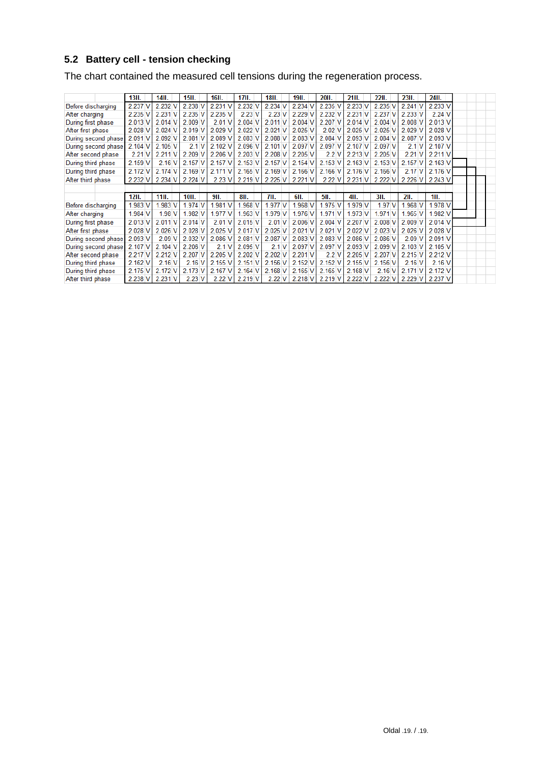## 5.2 Battery cell - tension checking

The chart contained the measured cell tensions during the regeneration process.

| | 13II. | 14II. | 15II. | 16II. | 17II. | 18II. | 19II. | 20II. | 21II. | 22II. | 23II. | 24II. |
|---|---|---|---|---|---|---|---|---|---|---|---|---|
| Before discharging | 2.237 V | 2.232 V | 2.238 V | 2.231 V | 2.232 V | 2.234 V | 2.234 V | 2.236 V | 2.233 V | 2.235 V | 2.241 V | 2.233 V |
| After charging | 2.235 V | 2.231 V | 2.235 V | 2.235 V | 2.23 V | 2.23 V | 2.229 V | 2.232 V | 2.231 V | 2.237 V | 2.233 V | 2.24 V |
| During first phase | 2.013 V | 2.014 V | 2.009 V | 2.01 V | 2.004 V | 2.011 V | 2.004 V | 2.207 V | 2.014 V | 2.004 V | 2.008 V | 2.013 V |
| After first phase | 2.028 V | 2.024 V | 2.019 V | 2.029 V | 2.022 V | 2.021 V | 2.025 V | 2.02 V | 2.025 V | 2.025 V | 2.029 V | 2.028 V |
| During second phase | 2.091 V | 2.092 V | 2.081 V | 2.089 V | 2.083 V | 2.088 V | 2.083 V | 2.084 V | 2.093 V | 2.084 V | 2.087 V | 2.093 V |
| During second phase | 2.104 V | 2.105 V | 2.1 V | 2.102 V | 2.096 V | 2.101 V | 2.097 V | 2.097 V | 2.107 V | 2.097 V | 2.1 V | 2.107 V |
| After second phase | 2.21 V | 2.211 V | 2.209 V | 2.206 V | 2.203 V | 2.208 V | 2.205 V | 2.2 V | 2.213 V | 2.205 V | 2.21 V | 2.211 V |
| During third phase | 2.159 V | 2.16 V | 2.157 V | 2.157 V | 2.153 V | 2.157 V | 2.154 V | 2.153 V | 2.163 V | 2.153 V | 2.157 V | 2.163 V |
| During third phase | 2.172 V | 2.174 V | 2.169 V | 2.171 V | 2.165 V | 2.169 V | 2.166 V | 2.166 V | 2.176 V | 2.166 V | 2.17 V | 2.176 V |
| After third phase | 2.232 V | 2.234 V | 2.224 V | 2.23 V | 2.219 V | 2.225 V | 2.221 V | 2.22 V | 2.231 V | 2.222 V | 2.226 V | 2.243 V |

| | 12II. | 11II. | 10II. | 9II. | 8II. | 7II. | 6II. | 5II. | 4II. | 3II. | 2II. | 1II. |
|---|---|---|---|---|---|---|---|---|---|---|---|---|
| Before discharging | 1.983 V | 1.983 V | 1.974 V | 1.981 V | 1.968 V | 1.977 V | 1.968 V | 1.975 V | 1.979 V | 1.97 V | 1.968 V | 1.978 V |
| After charging | 1.984 V | 1.98 V | 1.982 V | 1.977 V | 1.963 V | 1.979 V | 1.976 V | 1.971 V | 1.973 V | 1.971 V | 1.965 V | 1.982 V |
| During first phase | 2.013 V | 2.011 V | 2.014 V | 2.01 V | 2.015 V | 2.01 V | 2.006 V | 2.004 V | 2.207 V | 2.008 V | 2.009 V | 2.014 V |
| After first phase | 2.028 V | 2.026 V | 2.028 V | 2.025 V | 2.017 V | 2.025 V | 2.021 V | 2.021 V | 2.022 V | 2.023 V | 2.026 V | 2.028 V |
| During second phase | 2.093 V | 2.09 V | 2.032 V | 2.086 V | 2.081 V | 2.087 V | 2.083 V | 2.083 V | 2.086 V | 2.086 V | 2.09 V | 2.091 V |
| During second phase | 2.107 V | 2.104 V | 2.206 V | 2.1 V | 2.095 V | 2.1 V | 2.097 V | 2.097 V | 2.093 V | 2.099 V | 2.103 V | 2.105 V |
| After second phase | 2.217 V | 2.212 V | 2.207 V | 2.205 V | 2.202 V | 2.202 V | 2.201 V | 2.2 V | 2.205 V | 2.207 V | 2.215 V | 2.212 V |
| During third phase | 2.162 V | 2.16 V | 2.16 V | 2.155 V | 2.151 V | 2.156 V | 2.152 V | 2.152 V | 2.155 V | 2.156 V | 2.16 V | 2.16 V |
| During third phase | 2.175 V | 2.172 V | 2.173 V | 2.167 V | 2.164 V | 2.168 V | 2.165 V | 2.165 V | 2.168 V | 2.16 V | 2.171 V | 2.172 V |
| After third phase | 2.238 V | 2.231 V | 2.23 V | 2.22 V | 2.219 V | 2.22 V | 2.218 V | 2.219 V | 2.222 V | 2.222 V | 2.229 V | 2.237 V |